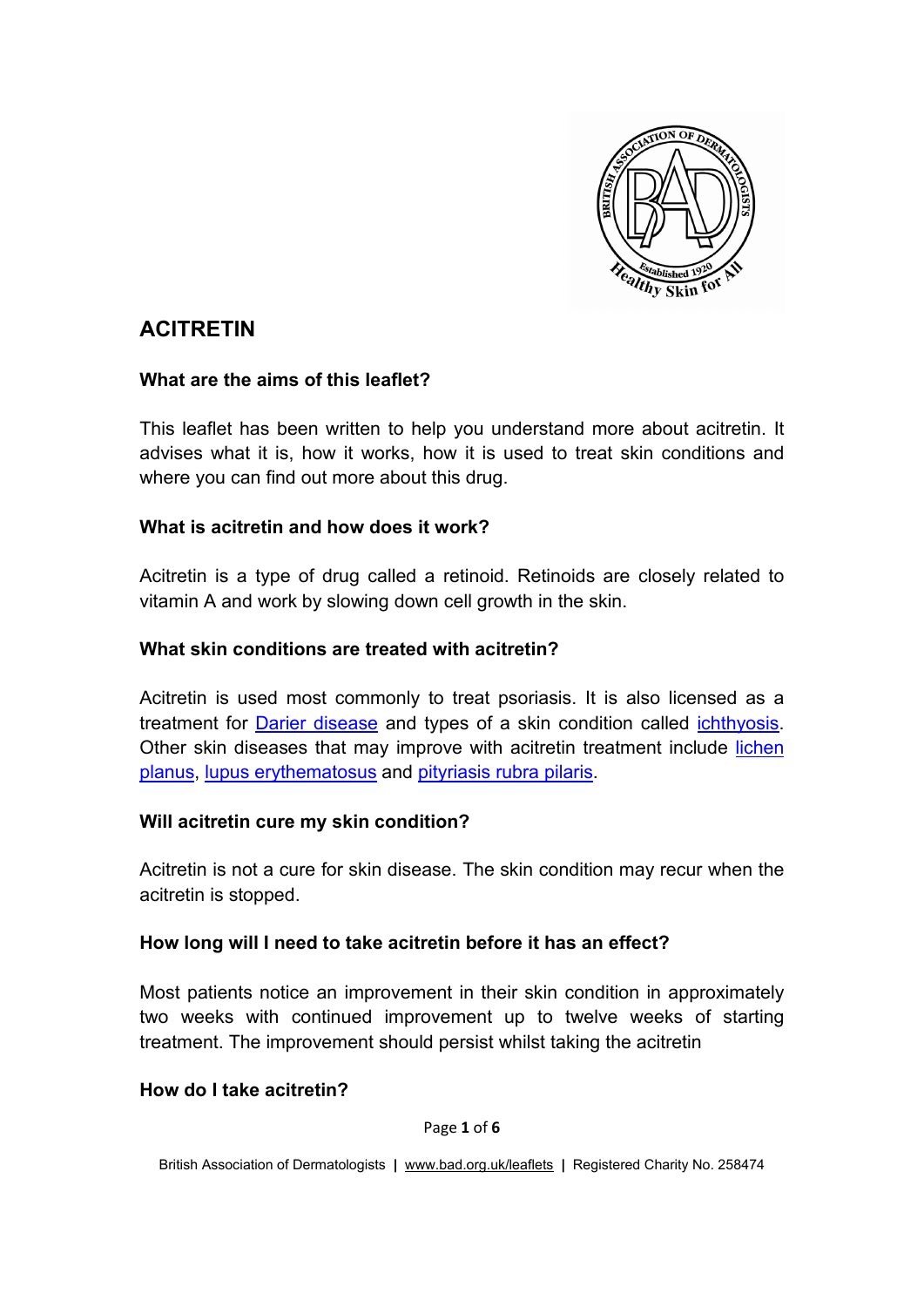# ACITRETIN

### What are the aims of this leaflet?

This leaflet has been written to help you understand more about acitretin. It advises what it is, how it works, how it is used to treat skin conditions and where you can find out more about this drug.

### What is acitretin and how does it work?

Acitretin is a type of drug called a retinoid. Retinoids are closely related to vitamin A and work by slowing down cell growth in the skin.

### What skin conditions are treated with acitretin?

Acitretin is used most commonly to treat psoriasis. It is also licensed as a treatment for Darier disease and types of a skin condition called ichthyosis. Other skin diseases that may improve with acitretin treatment include lichen planus, lupus erythematosus and pityriasis rubra pilaris.

### Will acitretin cure my skin condition?

Acitretin is not a cure for skin disease. The skin condition may recur when the acitretin is stopped.

### How long will I need to take acitretin before it has an effect?

Most patients notice an improvement in their skin condition in approximately two weeks with continued improvement up to twelve weeks of starting treatment. The improvement should persist whilst taking the acitretin

### How do I take acitretin?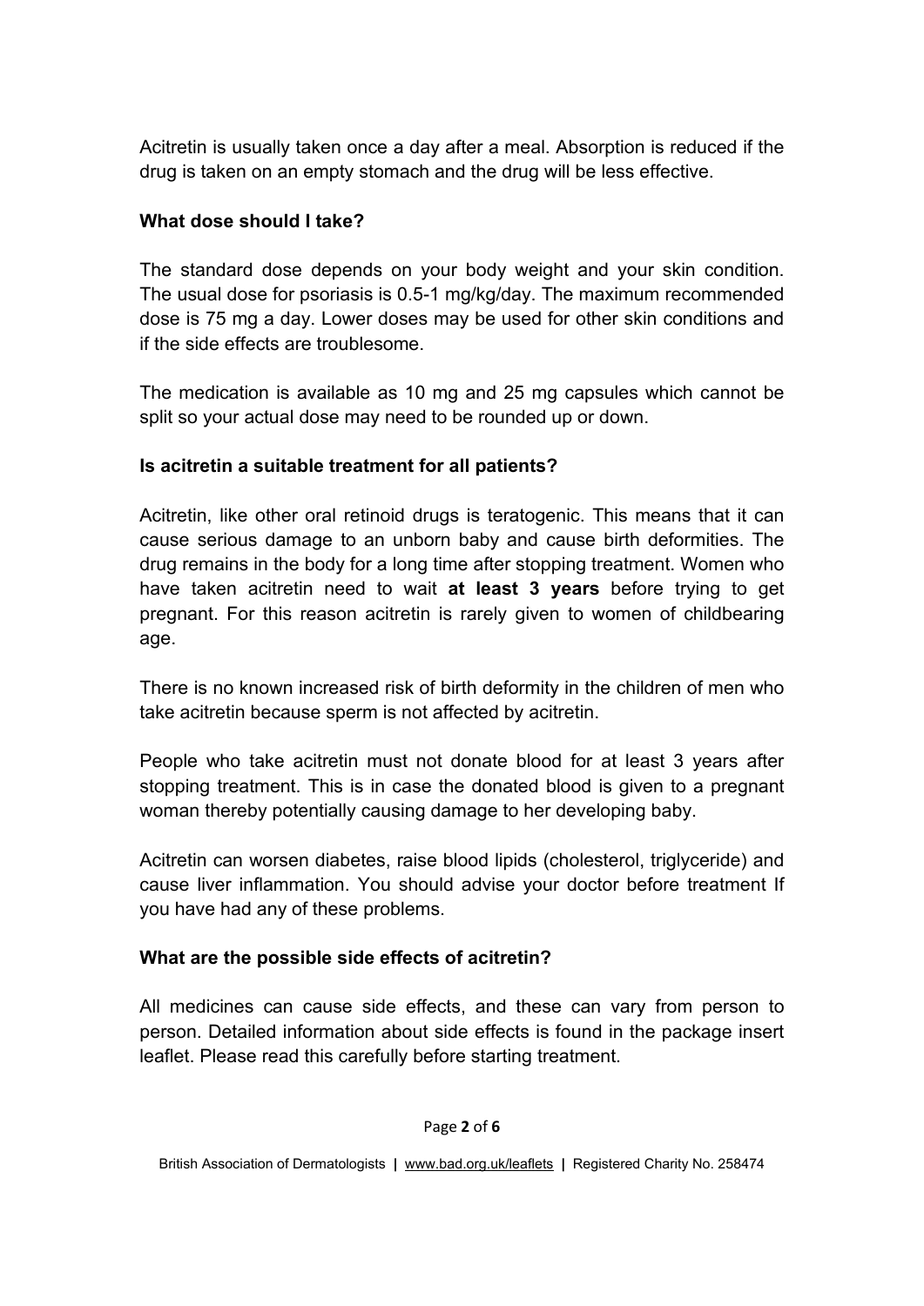Acitretin is usually taken once a day after a meal. Absorption is reduced if the drug is taken on an empty stomach and the drug will be less effective.

### What dose should I take?

The standard dose depends on your body weight and your skin condition. The usual dose for psoriasis is 0.5-1 mg/kg/day. The maximum recommended dose is 75 mg a day. Lower doses may be used for other skin conditions and if the side effects are troublesome.

The medication is available as 10 mg and 25 mg capsules which cannot be split so your actual dose may need to be rounded up or down.

### Is acitretin a suitable treatment for all patients?

Acitretin, like other oral retinoid drugs is teratogenic. This means that it can cause serious damage to an unborn baby and cause birth deformities. The drug remains in the body for a long time after stopping treatment. Women who have taken acitretin need to wait **at least 3 years** before trying to get pregnant. For this reason acitretin is rarely given to women of childbearing age.

There is no known increased risk of birth deformity in the children of men who take acitretin because sperm is not affected by acitretin.

People who take acitretin must not donate blood for at least 3 years after stopping treatment. This is in case the donated blood is given to a pregnant woman thereby potentially causing damage to her developing baby.

Acitretin can worsen diabetes, raise blood lipids (cholesterol, triglyceride) and cause liver inflammation. You should advise your doctor before treatment If you have had any of these problems.

### What are the possible side effects of acitretin?

All medicines can cause side effects, and these can vary from person to person. Detailed information about side effects is found in the package insert leaflet. Please read this carefully before starting treatment.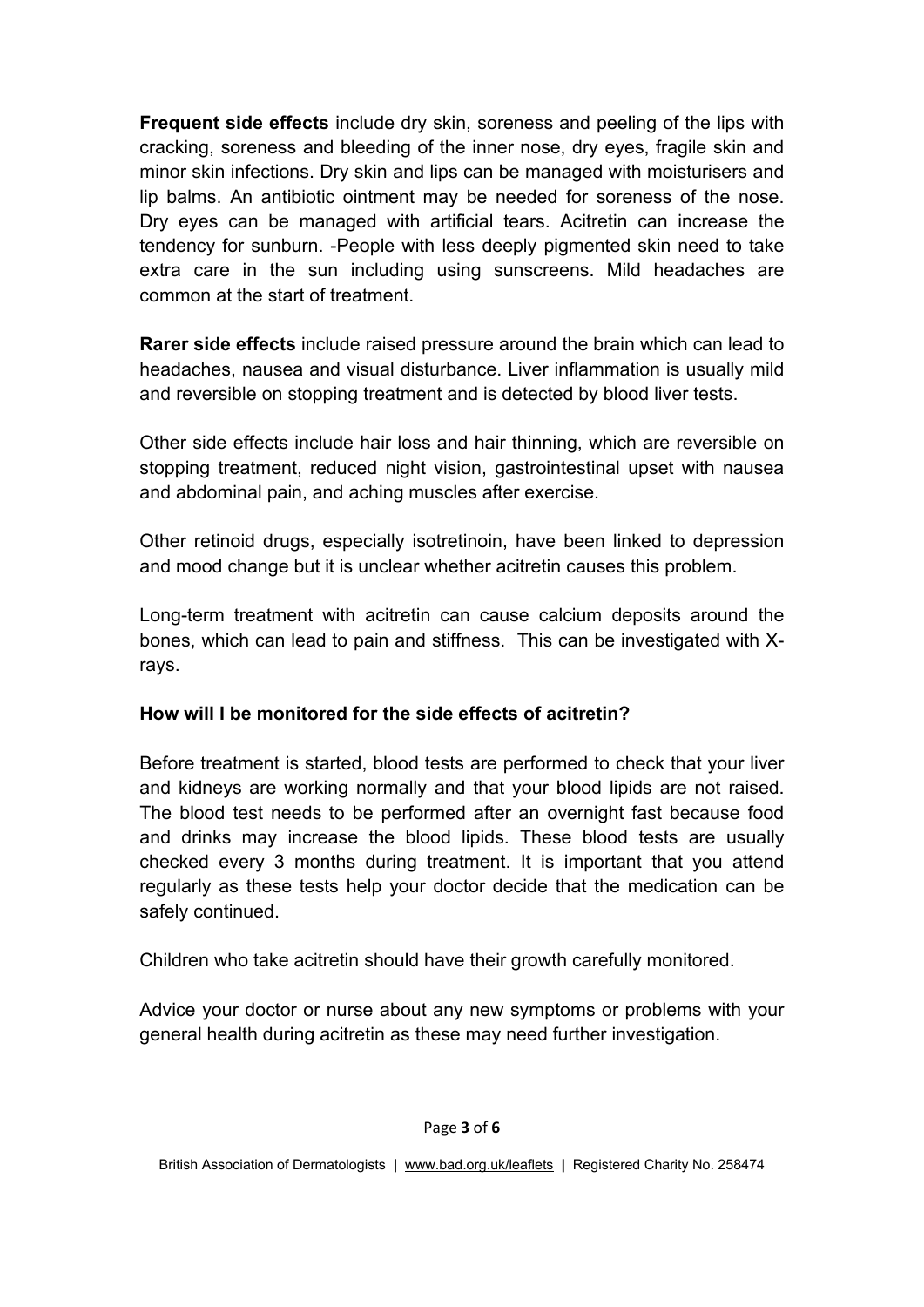**Frequent side effects** include dry skin, soreness and peeling of the lips with cracking, soreness and bleeding of the inner nose, dry eyes, fragile skin and minor skin infections. Dry skin and lips can be managed with moisturisers and lip balms. An antibiotic ointment may be needed for soreness of the nose. Dry eyes can be managed with artificial tears. Acitretin can increase the tendency for sunburn. -People with less deeply pigmented skin need to take extra care in the sun including using sunscreens. Mild headaches are common at the start of treatment.

**Rarer side effects** include raised pressure around the brain which can lead to headaches, nausea and visual disturbance. Liver inflammation is usually mild and reversible on stopping treatment and is detected by blood liver tests.

Other side effects include hair loss and hair thinning, which are reversible on stopping treatment, reduced night vision, gastrointestinal upset with nausea and abdominal pain, and aching muscles after exercise.

Other retinoid drugs, especially isotretinoin, have been linked to depression and mood change but it is unclear whether acitretin causes this problem.

Long-term treatment with acitretin can cause calcium deposits around the bones, which can lead to pain and stiffness. This can be investigated with X-rays.

**How will I be monitored for the side effects of acitretin?**

Before treatment is started, blood tests are performed to check that your liver and kidneys are working normally and that your blood lipids are not raised. The blood test needs to be performed after an overnight fast because food and drinks may increase the blood lipids. These blood tests are usually checked every 3 months during treatment. It is important that you attend regularly as these tests help your doctor decide that the medication can be safely continued.

Children who take acitretin should have their growth carefully monitored.

Advice your doctor or nurse about any new symptoms or problems with your general health during acitretin as these may need further investigation.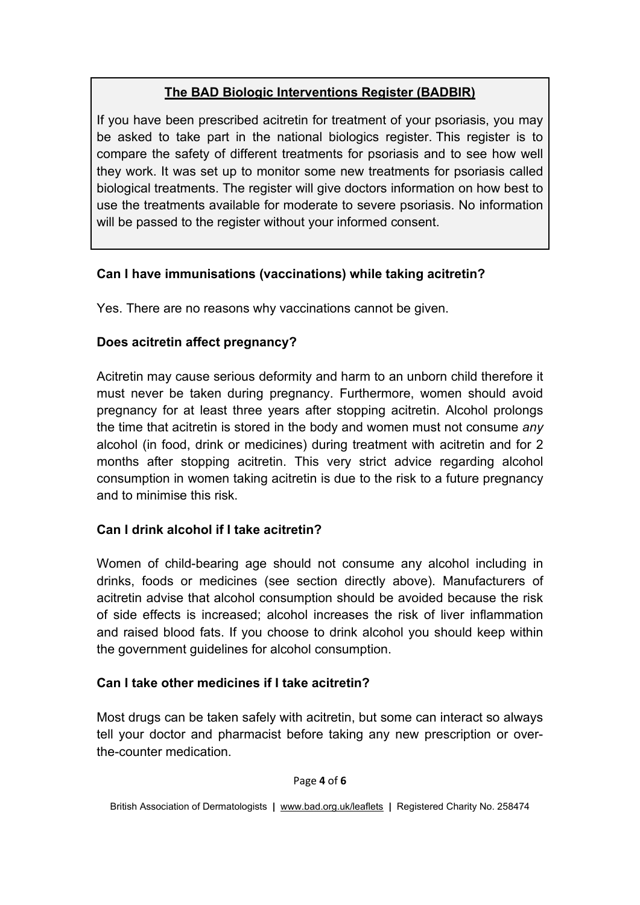**The BAD Biologic Interventions Register (BADBIR)**

If you have been prescribed acitretin for treatment of your psoriasis, you may be asked to take part in the national biologics register. This register is to compare the safety of different treatments for psoriasis and to see how well they work. It was set up to monitor some new treatments for psoriasis called biological treatments. The register will give doctors information on how best to use the treatments available for moderate to severe psoriasis. No information will be passed to the register without your informed consent.

**Can I have immunisations (vaccinations) while taking acitretin?**

Yes. There are no reasons why vaccinations cannot be given.

**Does acitretin affect pregnancy?**

Acitretin may cause serious deformity and harm to an unborn child therefore it must never be taken during pregnancy. Furthermore, women should avoid pregnancy for at least three years after stopping acitretin. Alcohol prolongs the time that acitretin is stored in the body and women must not consume *any* alcohol (in food, drink or medicines) during treatment with acitretin and for 2 months after stopping acitretin. This very strict advice regarding alcohol consumption in women taking acitretin is due to the risk to a future pregnancy and to minimise this risk.

**Can I drink alcohol if I take acitretin?**

Women of child-bearing age should not consume any alcohol including in drinks, foods or medicines (see section directly above). Manufacturers of acitretin advise that alcohol consumption should be avoided because the risk of side effects is increased; alcohol increases the risk of liver inflammation and raised blood fats. If you choose to drink alcohol you should keep within the government guidelines for alcohol consumption.

**Can I take other medicines if I take acitretin?**

Most drugs can be taken safely with acitretin, but some can interact so always tell your doctor and pharmacist before taking any new prescription or over-the-counter medication.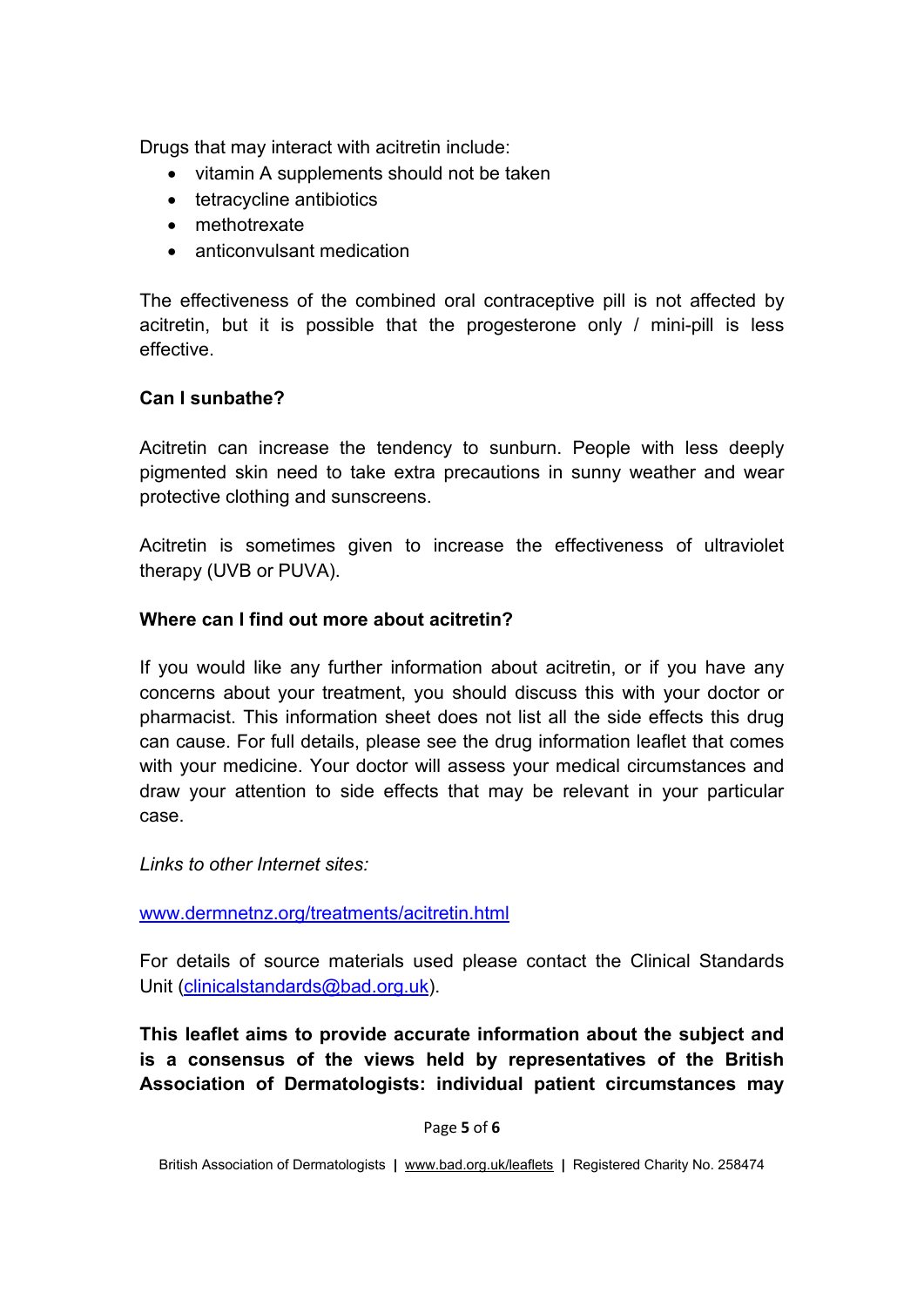Drugs that may interact with acitretin include:

- vitamin A supplements should not be taken
- tetracycline antibiotics
- methotrexate
- anticonvulsant medication

The effectiveness of the combined oral contraceptive pill is not affected by acitretin, but it is possible that the progesterone only / mini-pill is less effective.

**Can I sunbathe?**

Acitretin can increase the tendency to sunburn. People with less deeply pigmented skin need to take extra precautions in sunny weather and wear protective clothing and sunscreens.

Acitretin is sometimes given to increase the effectiveness of ultraviolet therapy (UVB or PUVA).

**Where can I find out more about acitretin?**

If you would like any further information about acitretin, or if you have any concerns about your treatment, you should discuss this with your doctor or pharmacist. This information sheet does not list all the side effects this drug can cause. For full details, please see the drug information leaflet that comes with your medicine. Your doctor will assess your medical circumstances and draw your attention to side effects that may be relevant in your particular case.

*Links to other Internet sites:*

[www.dermnetnz.org/treatments/acitretin.html](www.dermnetnz.org/treatments/acitretin.html)

For details of source materials used please contact the Clinical Standards Unit ([clinicalstandards@bad.org.uk](mailto:clinicalstandards@bad.org.uk)).

**This leaflet aims to provide accurate information about the subject and is a consensus of the views held by representatives of the British Association of Dermatologists: individual patient circumstances may**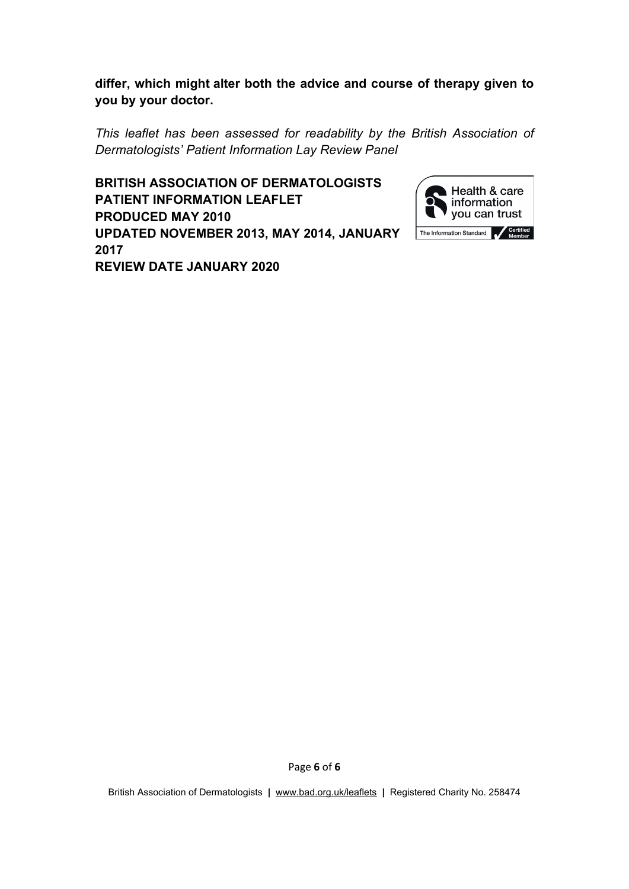**differ, which might alter both the advice and course of therapy given to you by your doctor.**

*This leaflet has been assessed for readability by the British Association of Dermatologists' Patient Information Lay Review Panel*

**BRITISH ASSOCIATION OF DERMATOLOGISTS**
**PATIENT INFORMATION LEAFLET**
**PRODUCED MAY 2010**
**UPDATED NOVEMBER 2013, MAY 2014, JANUARY 2017**
**REVIEW DATE JANUARY 2020**

Health & care information you can trust

The Information Standard Certified Member